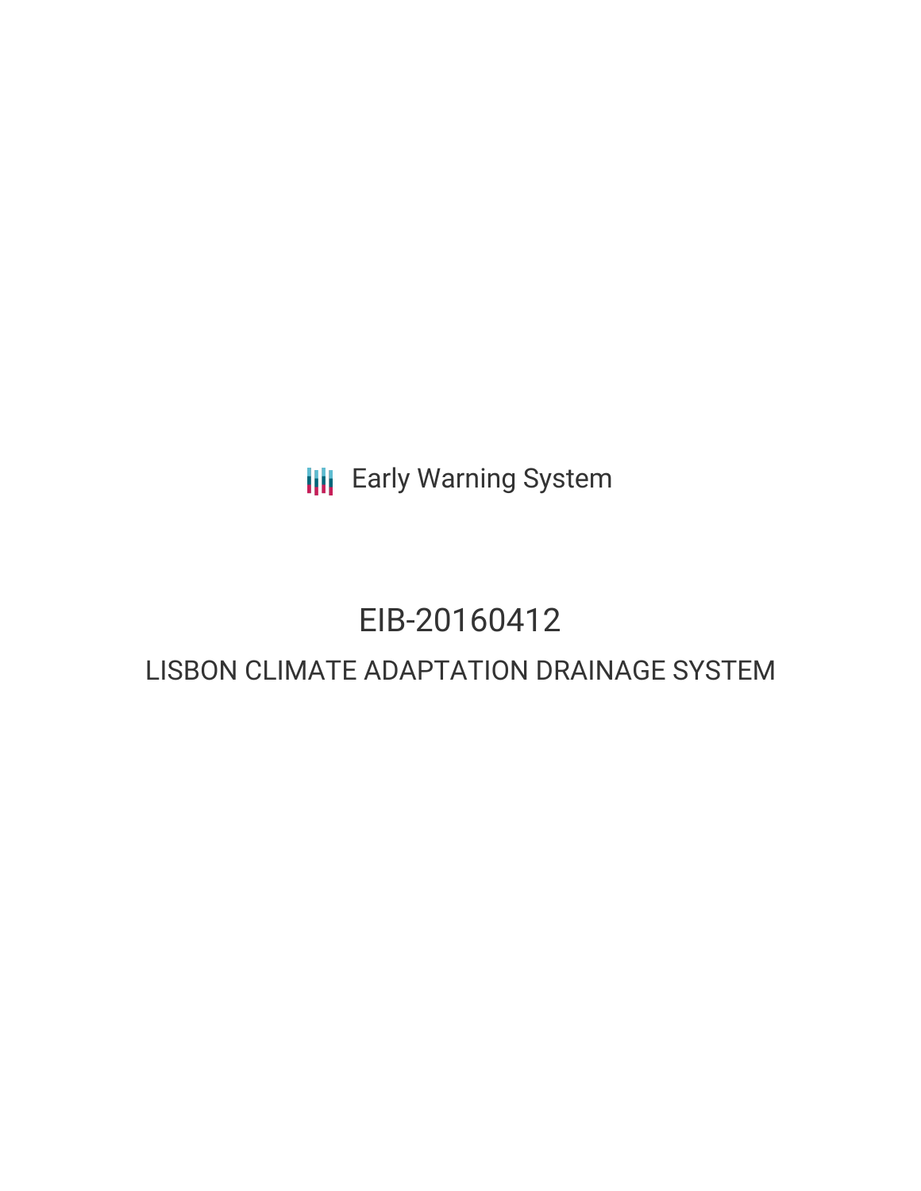Early Warning System

# EIB-20160412

## LISBON CLIMATE ADAPTATION DRAINAGE SYSTEM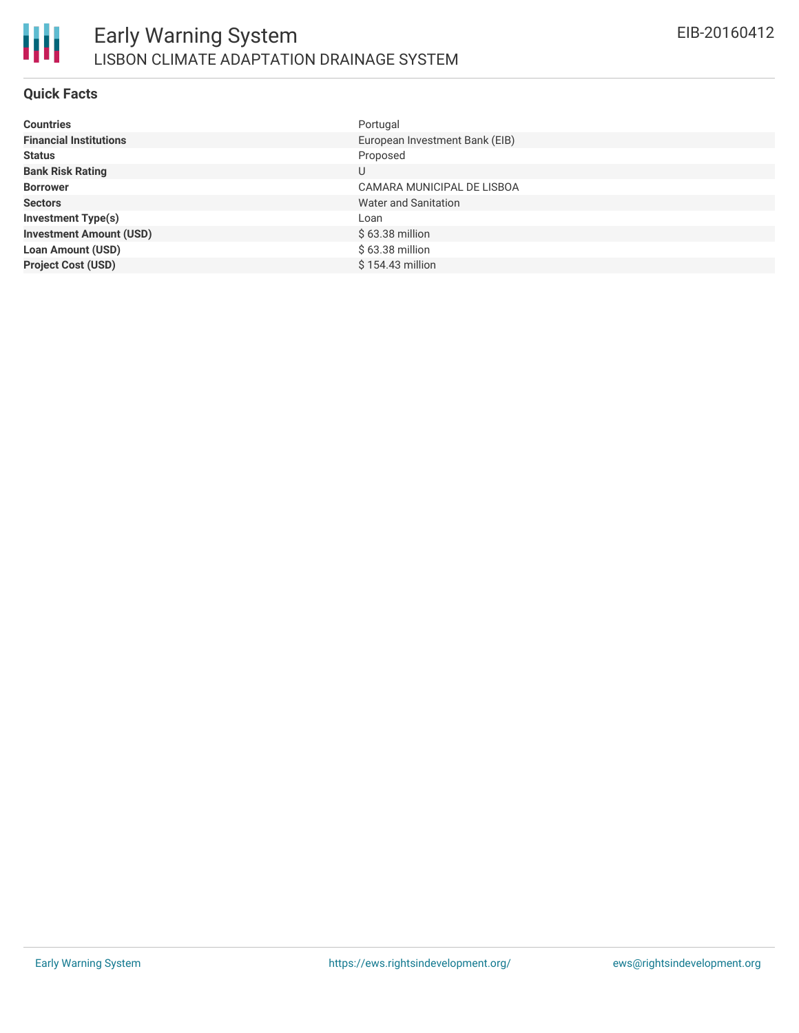## Quick Facts

| | |
|---|---|
| **Countries** | Portugal |
| **Financial Institutions** | European Investment Bank (EIB) |
| **Status** | Proposed |
| **Bank Risk Rating** | U |
| **Borrower** | CAMARA MUNICIPAL DE LISBOA |
| **Sectors** | Water and Sanitation |
| **Investment Type(s)** | Loan |
| **Investment Amount (USD)** | $ 63.38 million |
| **Loan Amount (USD)** | $ 63.38 million |
| **Project Cost (USD)** | $ 154.43 million |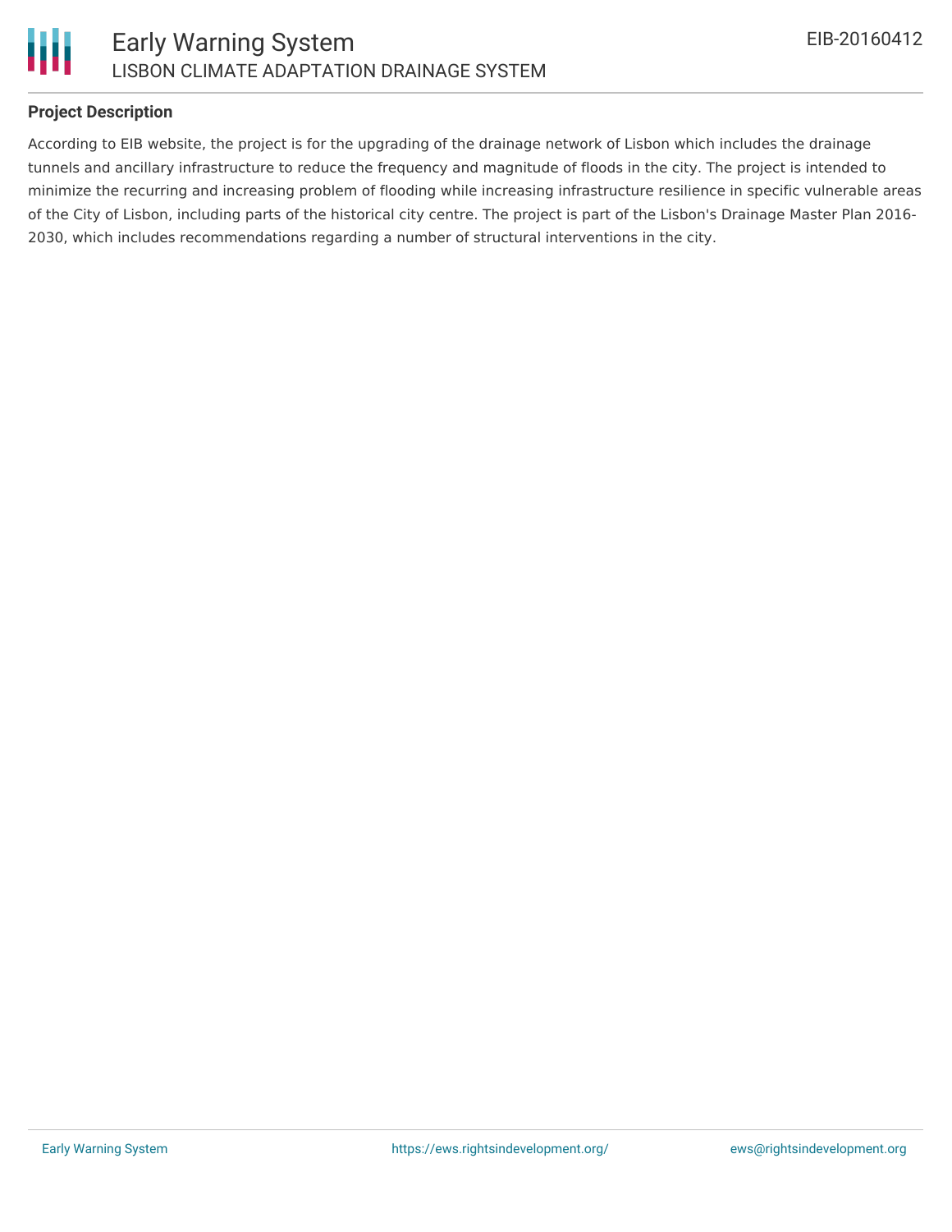## Project Description

According to EIB website, the project is for the upgrading of the drainage network of Lisbon which includes the drainage tunnels and ancillary infrastructure to reduce the frequency and magnitude of floods in the city. The project is intended to minimize the recurring and increasing problem of flooding while increasing infrastructure resilience in specific vulnerable areas of the City of Lisbon, including parts of the historical city centre. The project is part of the Lisbon's Drainage Master Plan 2016-2030, which includes recommendations regarding a number of structural interventions in the city.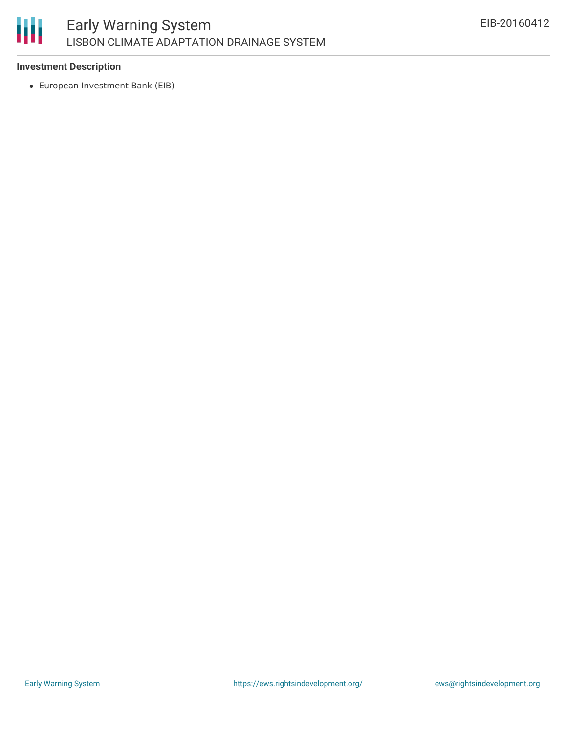**Investment Description**

- European Investment Bank (EIB)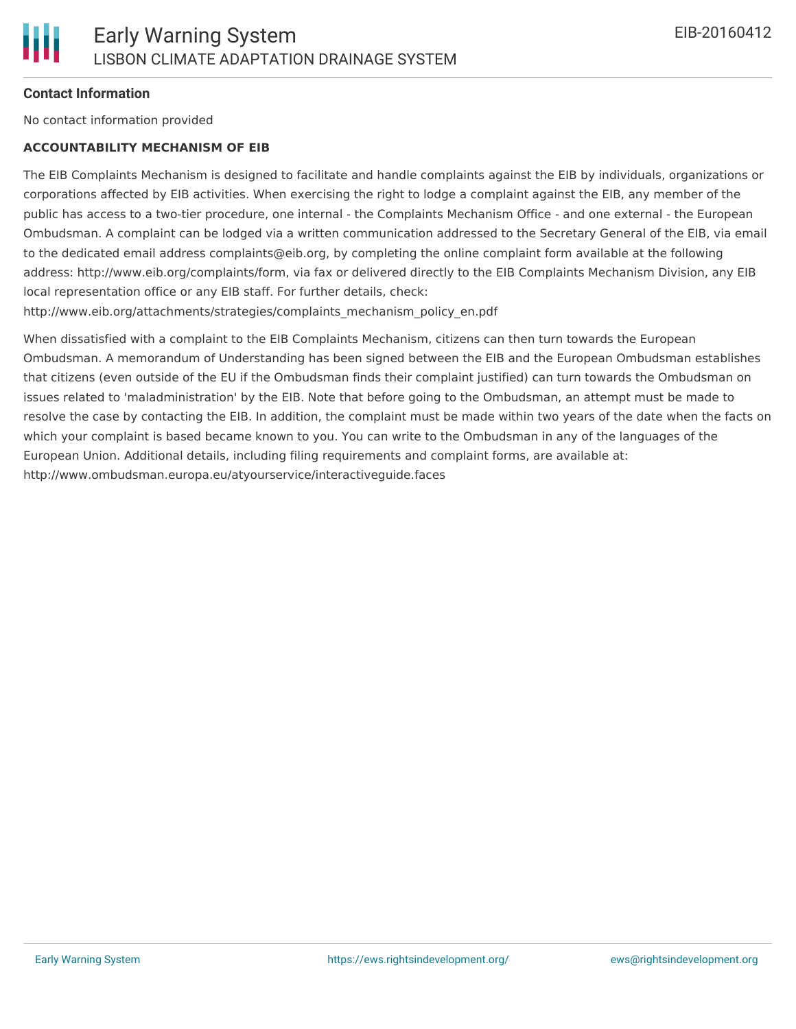**Contact Information**

No contact information provided

**ACCOUNTABILITY MECHANISM OF EIB**

The EIB Complaints Mechanism is designed to facilitate and handle complaints against the EIB by individuals, organizations or corporations affected by EIB activities. When exercising the right to lodge a complaint against the EIB, any member of the public has access to a two-tier procedure, one internal - the Complaints Mechanism Office - and one external - the European Ombudsman. A complaint can be lodged via a written communication addressed to the Secretary General of the EIB, via email to the dedicated email address complaints@eib.org, by completing the online complaint form available at the following address: http://www.eib.org/complaints/form, via fax or delivered directly to the EIB Complaints Mechanism Division, any EIB local representation office or any EIB staff. For further details, check: http://www.eib.org/attachments/strategies/complaints_mechanism_policy_en.pdf

When dissatisfied with a complaint to the EIB Complaints Mechanism, citizens can then turn towards the European Ombudsman. A memorandum of Understanding has been signed between the EIB and the European Ombudsman establishes that citizens (even outside of the EU if the Ombudsman finds their complaint justified) can turn towards the Ombudsman on issues related to 'maladministration' by the EIB. Note that before going to the Ombudsman, an attempt must be made to resolve the case by contacting the EIB. In addition, the complaint must be made within two years of the date when the facts on which your complaint is based became known to you. You can write to the Ombudsman in any of the languages of the European Union. Additional details, including filing requirements and complaint forms, are available at: http://www.ombudsman.europa.eu/atyourservice/interactiveguide.faces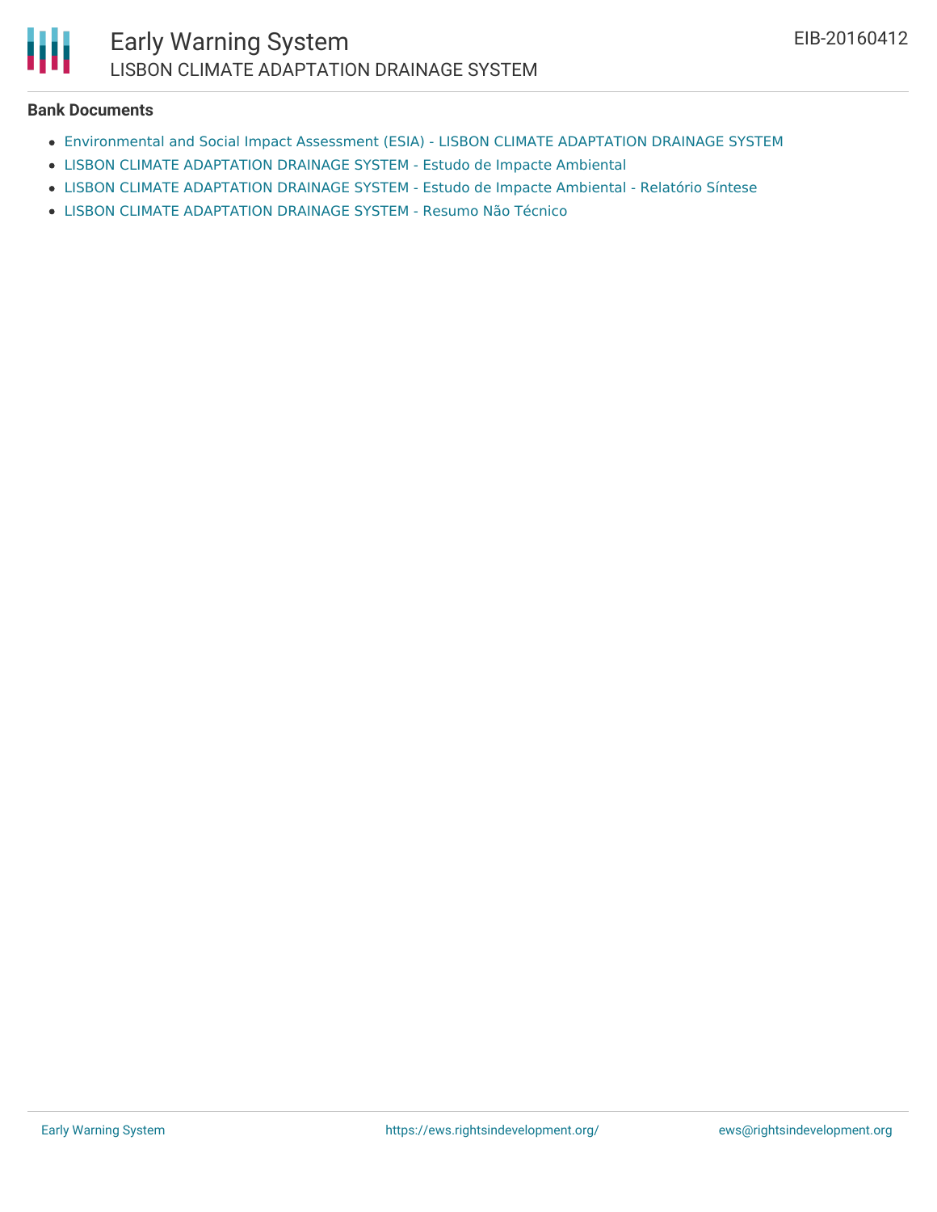**Bank Documents**

- Environmental and Social Impact Assessment (ESIA) - LISBON CLIMATE ADAPTATION DRAINAGE SYSTEM
- LISBON CLIMATE ADAPTATION DRAINAGE SYSTEM - Estudo de Impacte Ambiental
- LISBON CLIMATE ADAPTATION DRAINAGE SYSTEM - Estudo de Impacte Ambiental - Relatório Síntese
- LISBON CLIMATE ADAPTATION DRAINAGE SYSTEM - Resumo Não Técnico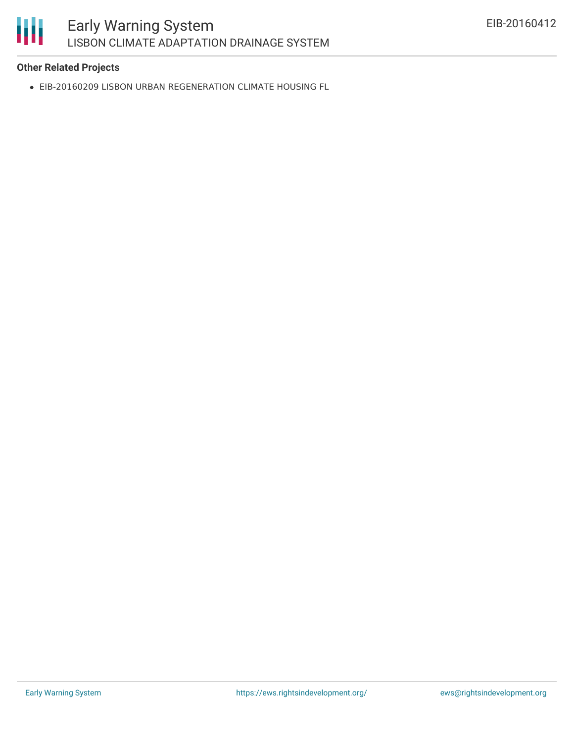**Other Related Projects**

- EIB-20160209 LISBON URBAN REGENERATION CLIMATE HOUSING FL